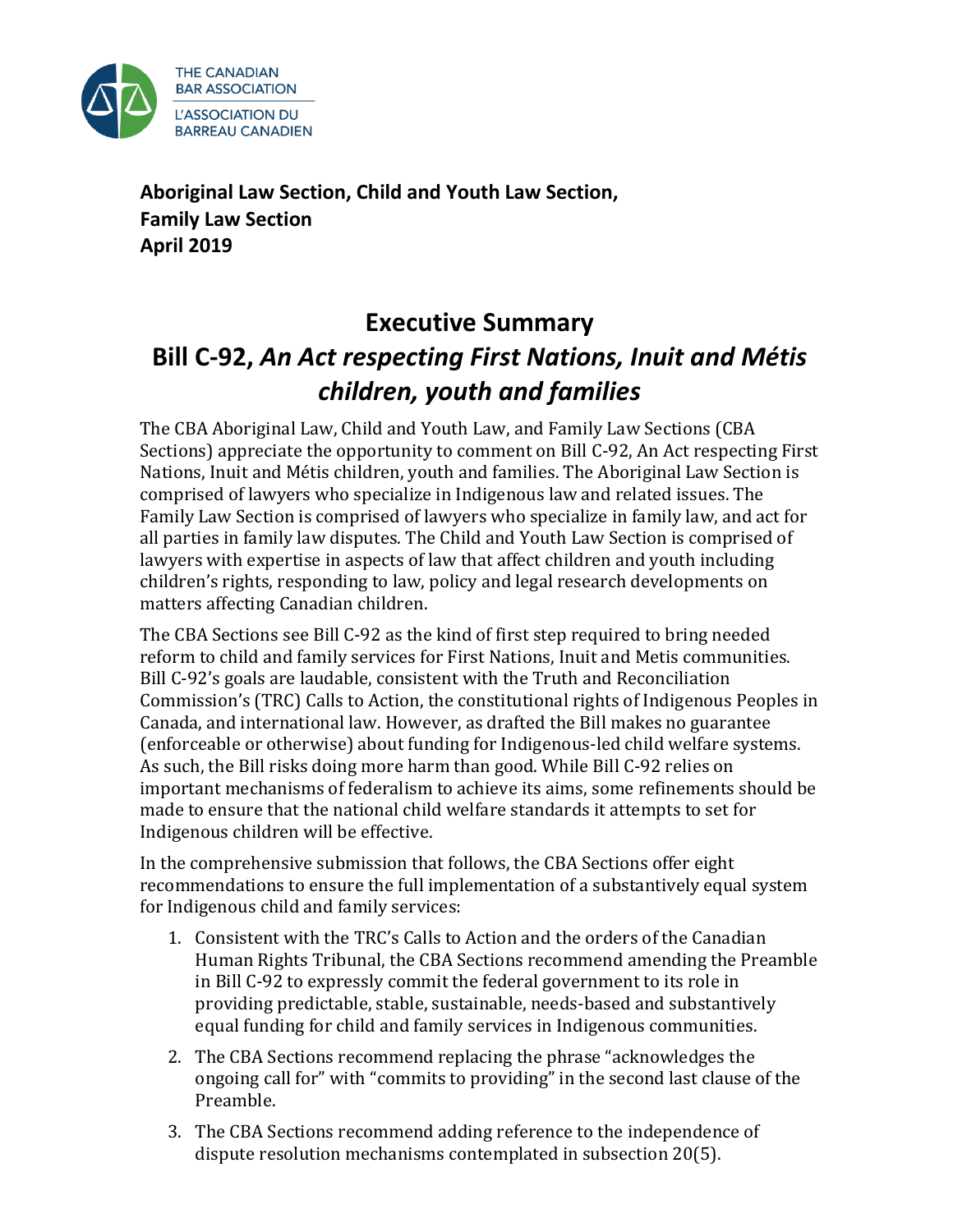THE CANADIAN BAR ASSOCIATION
L'ASSOCIATION DU BARREAU CANADIEN

**Aboriginal Law Section, Child and Youth Law Section, Family Law Section**
**April 2019**

# Executive Summary
# Bill C-92, *An Act respecting First Nations, Inuit and Métis children, youth and families*

The CBA Aboriginal Law, Child and Youth Law, and Family Law Sections (CBA Sections) appreciate the opportunity to comment on Bill C-92, An Act respecting First Nations, Inuit and Métis children, youth and families. The Aboriginal Law Section is comprised of lawyers who specialize in Indigenous law and related issues. The Family Law Section is comprised of lawyers who specialize in family law, and act for all parties in family law disputes. The Child and Youth Law Section is comprised of lawyers with expertise in aspects of law that affect children and youth including children's rights, responding to law, policy and legal research developments on matters affecting Canadian children.

The CBA Sections see Bill C-92 as the kind of first step required to bring needed reform to child and family services for First Nations, Inuit and Metis communities. Bill C-92's goals are laudable, consistent with the Truth and Reconciliation Commission's (TRC) Calls to Action, the constitutional rights of Indigenous Peoples in Canada, and international law. However, as drafted the Bill makes no guarantee (enforceable or otherwise) about funding for Indigenous-led child welfare systems. As such, the Bill risks doing more harm than good. While Bill C-92 relies on important mechanisms of federalism to achieve its aims, some refinements should be made to ensure that the national child welfare standards it attempts to set for Indigenous children will be effective.

In the comprehensive submission that follows, the CBA Sections offer eight recommendations to ensure the full implementation of a substantively equal system for Indigenous child and family services:

1. Consistent with the TRC's Calls to Action and the orders of the Canadian Human Rights Tribunal, the CBA Sections recommend amending the Preamble in Bill C-92 to expressly commit the federal government to its role in providing predictable, stable, sustainable, needs-based and substantively equal funding for child and family services in Indigenous communities.
2. The CBA Sections recommend replacing the phrase "acknowledges the ongoing call for" with "commits to providing" in the second last clause of the Preamble.
3. The CBA Sections recommend adding reference to the independence of dispute resolution mechanisms contemplated in subsection 20(5).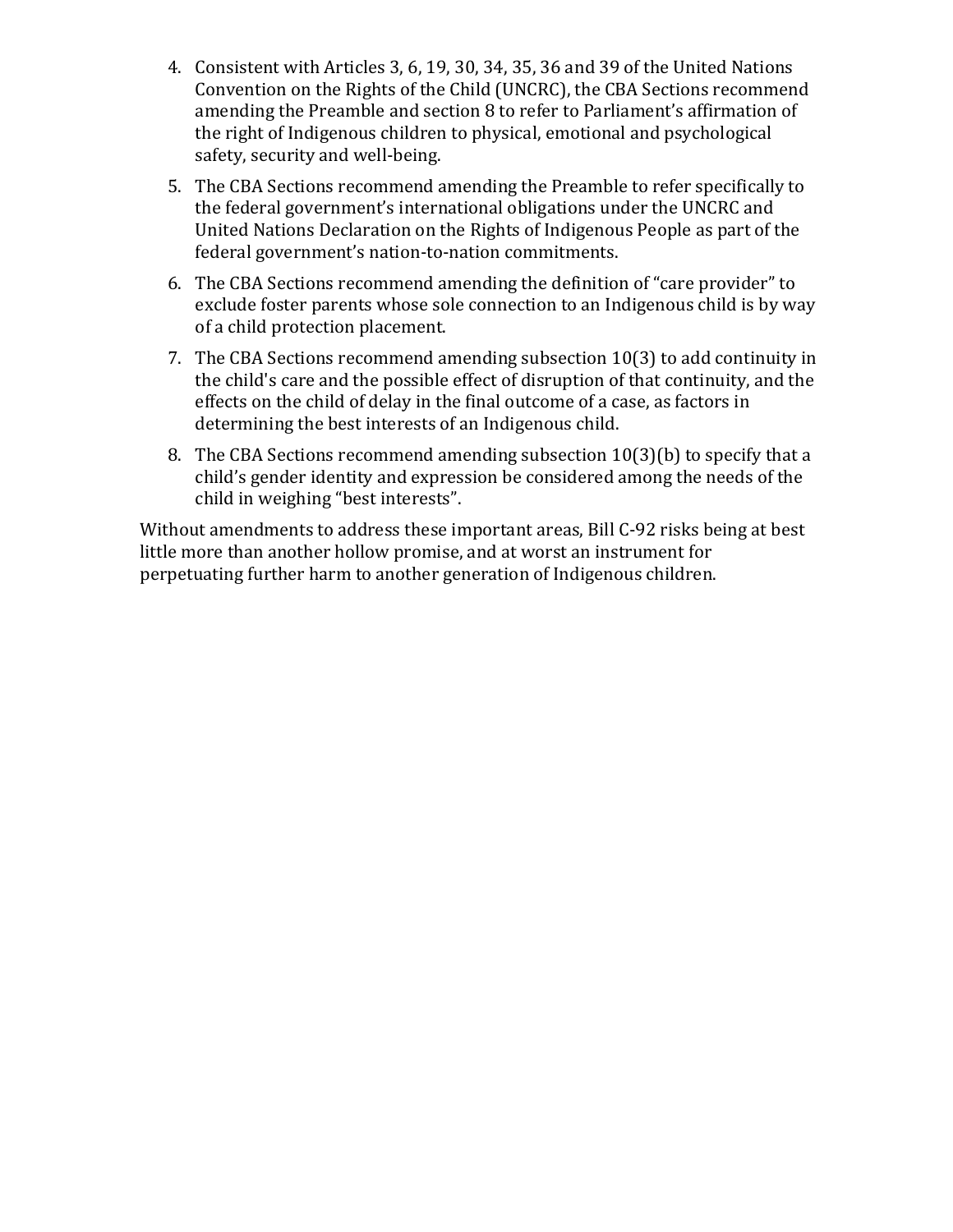4. Consistent with Articles 3, 6, 19, 30, 34, 35, 36 and 39 of the United Nations Convention on the Rights of the Child (UNCRC), the CBA Sections recommend amending the Preamble and section 8 to refer to Parliament's affirmation of the right of Indigenous children to physical, emotional and psychological safety, security and well-being.
5. The CBA Sections recommend amending the Preamble to refer specifically to the federal government's international obligations under the UNCRC and United Nations Declaration on the Rights of Indigenous People as part of the federal government's nation-to-nation commitments.
6. The CBA Sections recommend amending the definition of "care provider" to exclude foster parents whose sole connection to an Indigenous child is by way of a child protection placement.
7. The CBA Sections recommend amending subsection 10(3) to add continuity in the child's care and the possible effect of disruption of that continuity, and the effects on the child of delay in the final outcome of a case, as factors in determining the best interests of an Indigenous child.
8. The CBA Sections recommend amending subsection 10(3)(b) to specify that a child's gender identity and expression be considered among the needs of the child in weighing "best interests".

Without amendments to address these important areas, Bill C-92 risks being at best little more than another hollow promise, and at worst an instrument for perpetuating further harm to another generation of Indigenous children.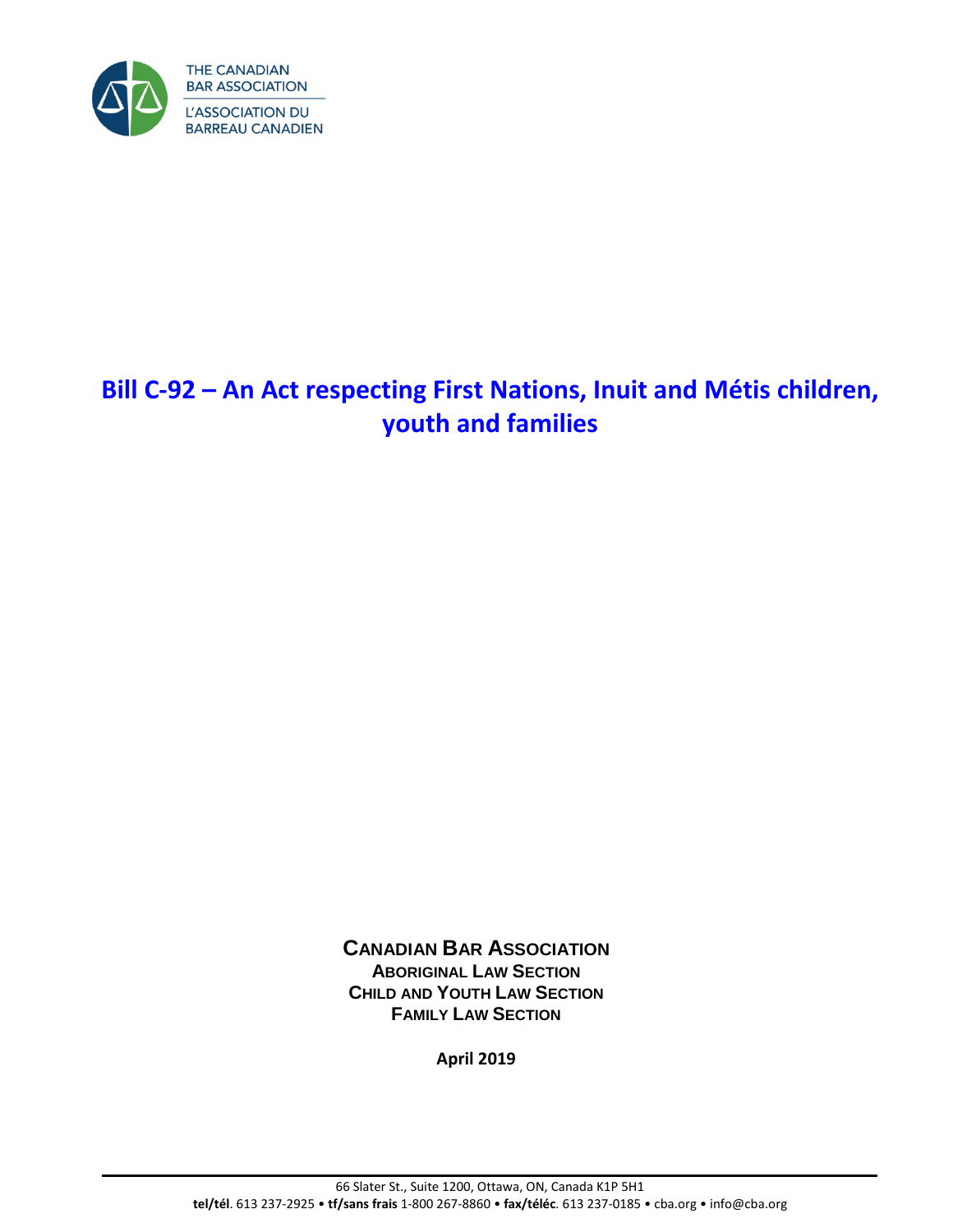THE CANADIAN BAR ASSOCIATION

L'ASSOCIATION DU BARREAU CANADIEN

# Bill C-92 – An Act respecting First Nations, Inuit and Métis children, youth and families

**CANADIAN BAR ASSOCIATION**

**ABORIGINAL LAW SECTION**

**CHILD AND YOUTH LAW SECTION**

**FAMILY LAW SECTION**

**April 2019**

66 Slater St., Suite 1200, Ottawa, ON, Canada K1P 5H1

**tel/tél**. 613 237-2925 • **tf/sans frais** 1-800 267-8860 • **fax/téléc**. 613 237-0185 • cba.org • info@cba.org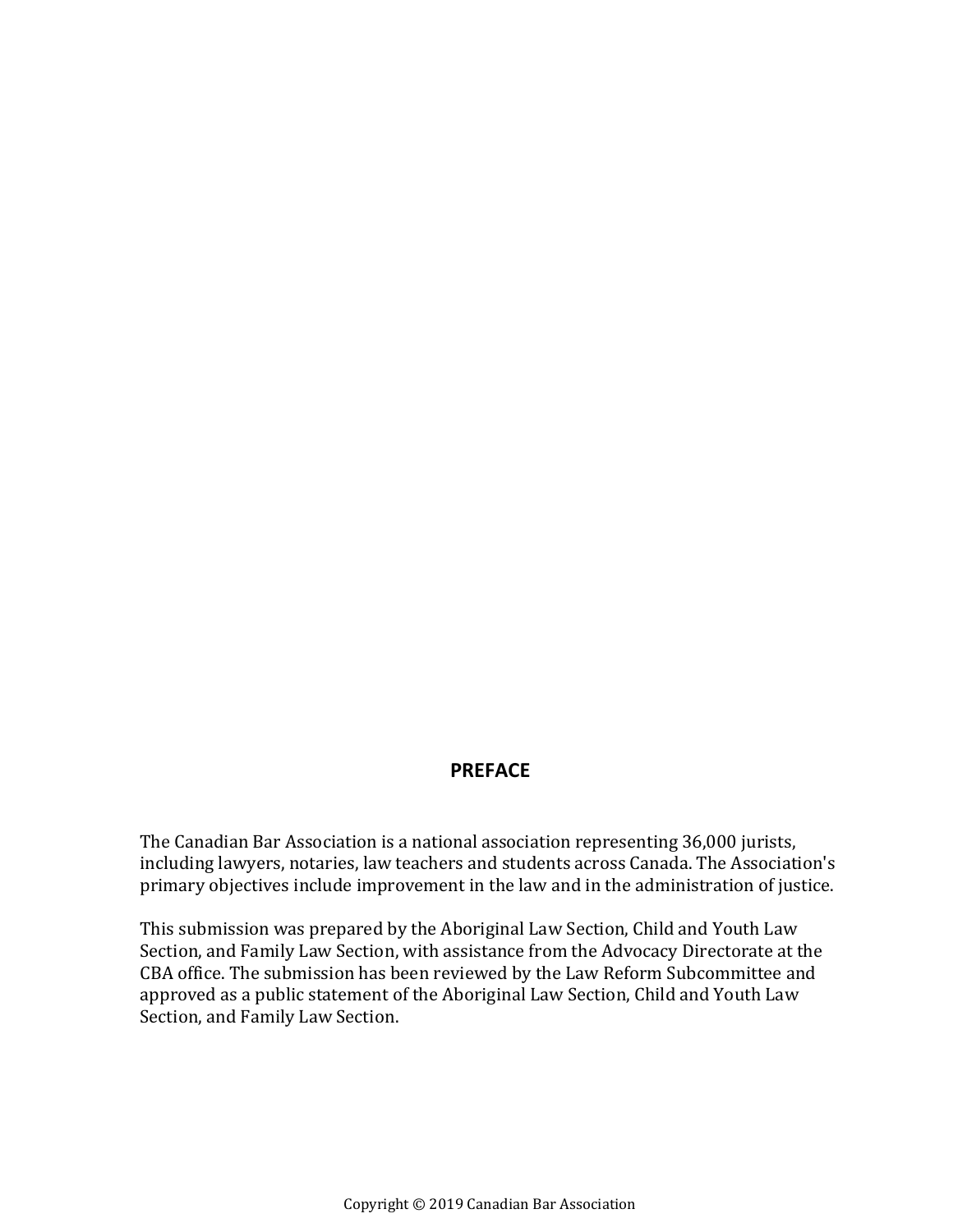## PREFACE

The Canadian Bar Association is a national association representing 36,000 jurists, including lawyers, notaries, law teachers and students across Canada. The Association's primary objectives include improvement in the law and in the administration of justice.

This submission was prepared by the Aboriginal Law Section, Child and Youth Law Section, and Family Law Section, with assistance from the Advocacy Directorate at the CBA office. The submission has been reviewed by the Law Reform Subcommittee and approved as a public statement of the Aboriginal Law Section, Child and Youth Law Section, and Family Law Section.

Copyright © 2019 Canadian Bar Association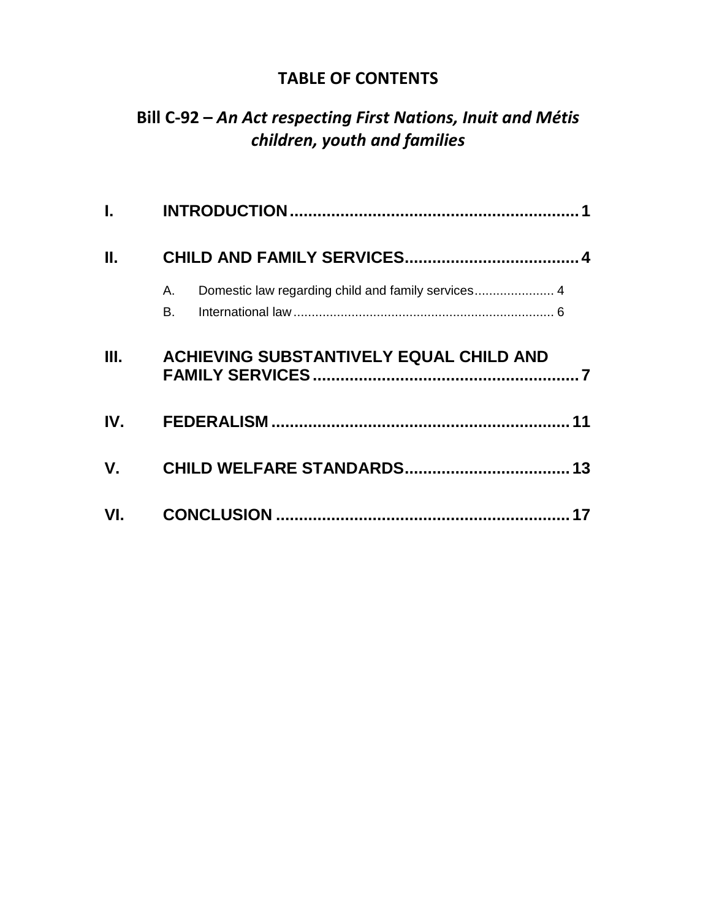# TABLE OF CONTENTS

## Bill C-92 – *An Act respecting First Nations, Inuit and Métis children, youth and families*

**I. INTRODUCTION** .......... **1**

**II. CHILD AND FAMILY SERVICES** .......... **4**

- A. Domestic law regarding child and family services .......... 4
- B. International law .......... 6

**III. ACHIEVING SUBSTANTIVELY EQUAL CHILD AND FAMILY SERVICES** .......... **7**

**IV. FEDERALISM** .......... **11**

**V. CHILD WELFARE STANDARDS** .......... **13**

**VI. CONCLUSION** .......... **17**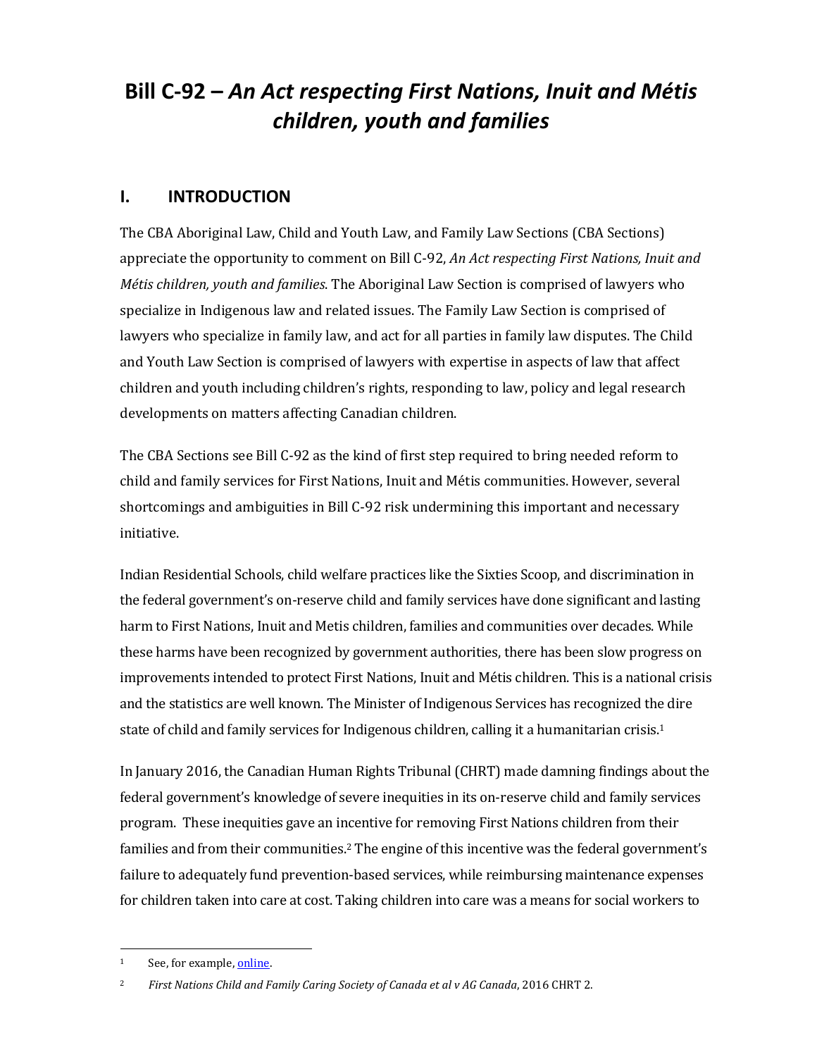# Bill C-92 – *An Act respecting First Nations, Inuit and Métis children, youth and families*

## I. INTRODUCTION

The CBA Aboriginal Law, Child and Youth Law, and Family Law Sections (CBA Sections) appreciate the opportunity to comment on Bill C-92, *An Act respecting First Nations, Inuit and Métis children, youth and families*. The Aboriginal Law Section is comprised of lawyers who specialize in Indigenous law and related issues. The Family Law Section is comprised of lawyers who specialize in family law, and act for all parties in family law disputes. The Child and Youth Law Section is comprised of lawyers with expertise in aspects of law that affect children and youth including children's rights, responding to law, policy and legal research developments on matters affecting Canadian children.

The CBA Sections see Bill C-92 as the kind of first step required to bring needed reform to child and family services for First Nations, Inuit and Métis communities. However, several shortcomings and ambiguities in Bill C-92 risk undermining this important and necessary initiative.

Indian Residential Schools, child welfare practices like the Sixties Scoop, and discrimination in the federal government's on-reserve child and family services have done significant and lasting harm to First Nations, Inuit and Metis children, families and communities over decades. While these harms have been recognized by government authorities, there has been slow progress on improvements intended to protect First Nations, Inuit and Métis children. This is a national crisis and the statistics are well known. The Minister of Indigenous Services has recognized the dire state of child and family services for Indigenous children, calling it a humanitarian crisis.[1]

In January 2016, the Canadian Human Rights Tribunal (CHRT) made damning findings about the federal government's knowledge of severe inequities in its on-reserve child and family services program. These inequities gave an incentive for removing First Nations children from their families and from their communities.[2] The engine of this incentive was the federal government's failure to adequately fund prevention-based services, while reimbursing maintenance expenses for children taken into care at cost. Taking children into care was a means for social workers to

---

[1] See, for example, online.

[2] *First Nations Child and Family Caring Society of Canada et al v AG Canada*, 2016 CHRT 2.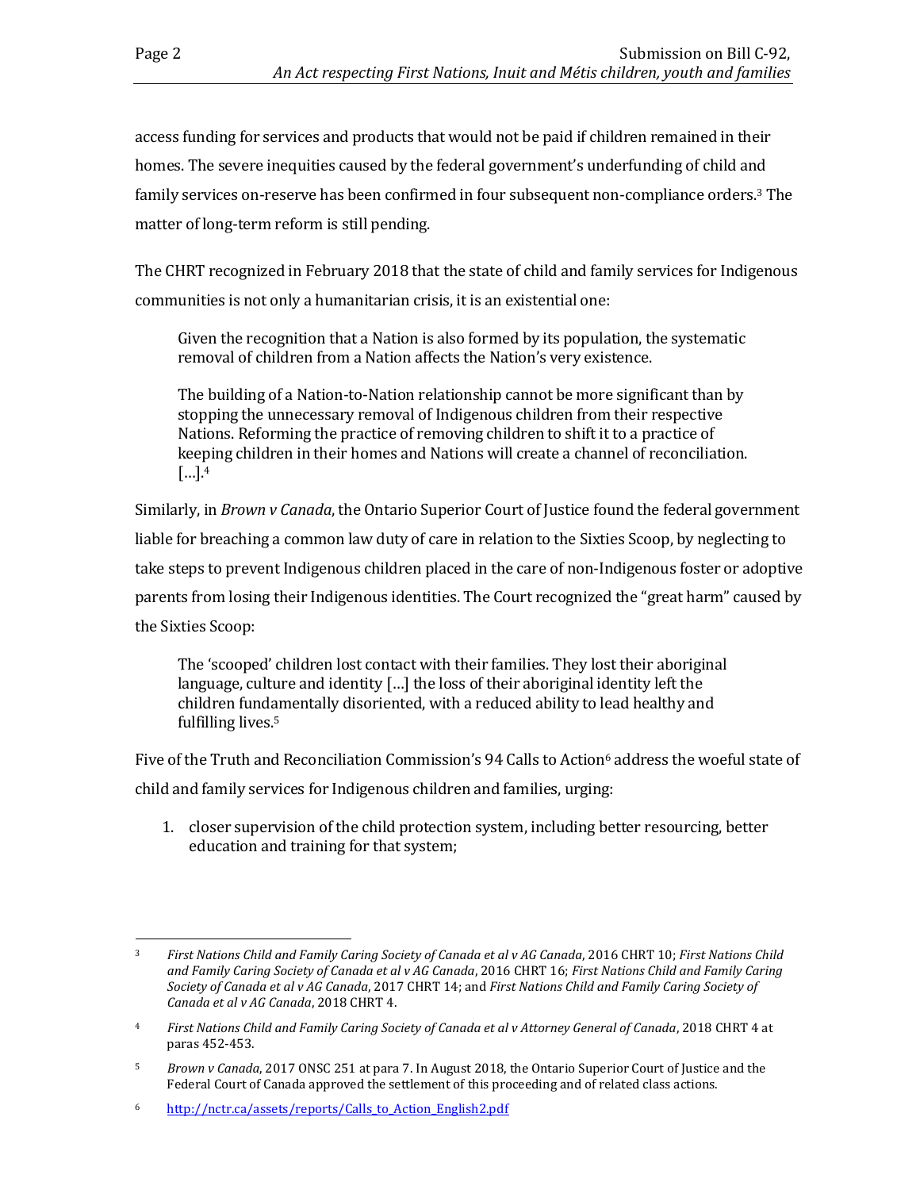access funding for services and products that would not be paid if children remained in their homes. The severe inequities caused by the federal government's underfunding of child and family services on-reserve has been confirmed in four subsequent non-compliance orders.[3] The matter of long-term reform is still pending.

The CHRT recognized in February 2018 that the state of child and family services for Indigenous communities is not only a humanitarian crisis, it is an existential one:

> Given the recognition that a Nation is also formed by its population, the systematic removal of children from a Nation affects the Nation's very existence.
>
> The building of a Nation-to-Nation relationship cannot be more significant than by stopping the unnecessary removal of Indigenous children from their respective Nations. Reforming the practice of removing children to shift it to a practice of keeping children in their homes and Nations will create a channel of reconciliation. […].[4]

Similarly, in *Brown v Canada*, the Ontario Superior Court of Justice found the federal government liable for breaching a common law duty of care in relation to the Sixties Scoop, by neglecting to take steps to prevent Indigenous children placed in the care of non-Indigenous foster or adoptive parents from losing their Indigenous identities. The Court recognized the "great harm" caused by the Sixties Scoop:

> The 'scooped' children lost contact with their families. They lost their aboriginal language, culture and identity […] the loss of their aboriginal identity left the children fundamentally disoriented, with a reduced ability to lead healthy and fulfilling lives.[5]

Five of the Truth and Reconciliation Commission's 94 Calls to Action[6] address the woeful state of child and family services for Indigenous children and families, urging:

1. closer supervision of the child protection system, including better resourcing, better education and training for that system;

---

[3] *First Nations Child and Family Caring Society of Canada et al v AG Canada*, 2016 CHRT 10; *First Nations Child and Family Caring Society of Canada et al v AG Canada*, 2016 CHRT 16; *First Nations Child and Family Caring Society of Canada et al v AG Canada*, 2017 CHRT 14; and *First Nations Child and Family Caring Society of Canada et al v AG Canada*, 2018 CHRT 4.

[4] *First Nations Child and Family Caring Society of Canada et al v Attorney General of Canada*, 2018 CHRT 4 at paras 452-453.

[5] *Brown v Canada*, 2017 ONSC 251 at para 7. In August 2018, the Ontario Superior Court of Justice and the Federal Court of Canada approved the settlement of this proceeding and of related class actions.

[6] http://nctr.ca/assets/reports/Calls_to_Action_English2.pdf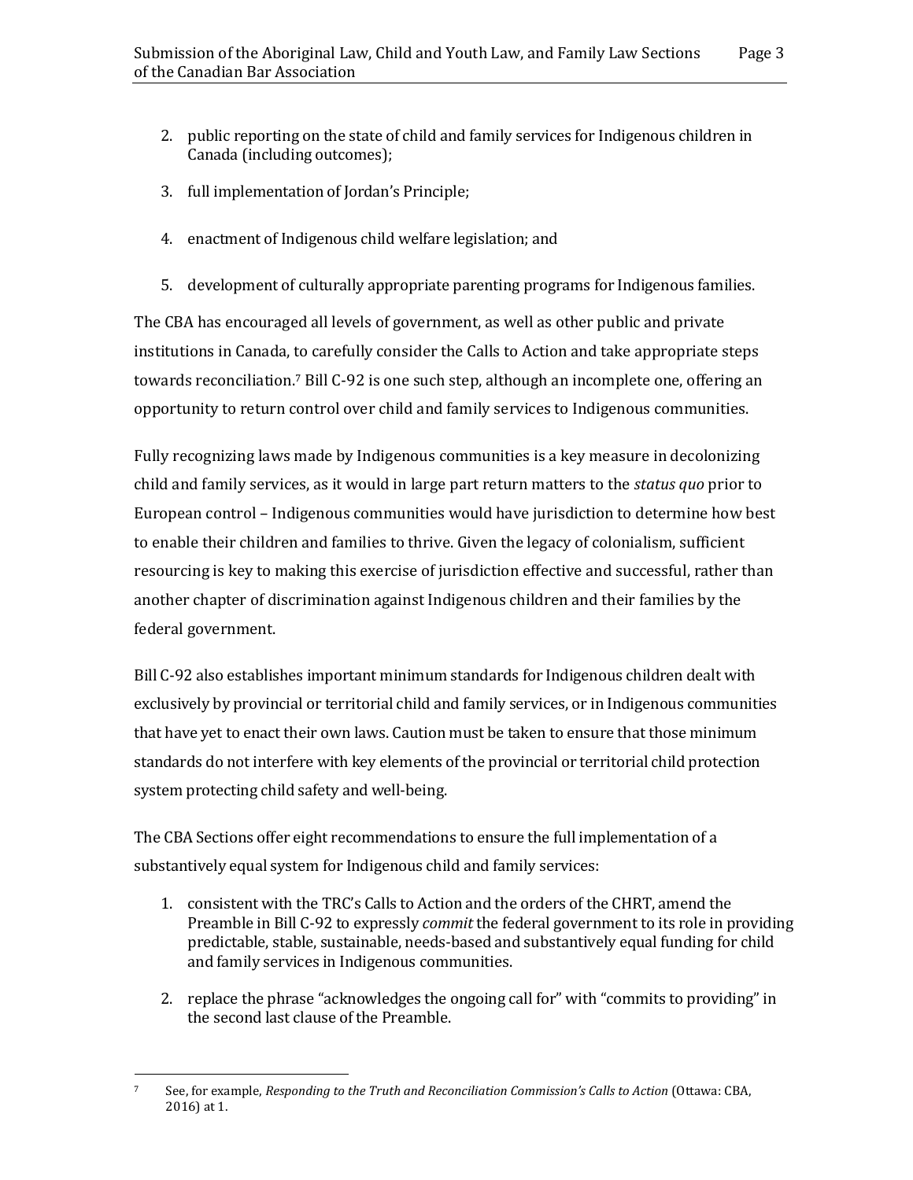2. public reporting on the state of child and family services for Indigenous children in Canada (including outcomes);
3. full implementation of Jordan's Principle;
4. enactment of Indigenous child welfare legislation; and
5. development of culturally appropriate parenting programs for Indigenous families.

The CBA has encouraged all levels of government, as well as other public and private institutions in Canada, to carefully consider the Calls to Action and take appropriate steps towards reconciliation.[7] Bill C-92 is one such step, although an incomplete one, offering an opportunity to return control over child and family services to Indigenous communities.

Fully recognizing laws made by Indigenous communities is a key measure in decolonizing child and family services, as it would in large part return matters to the *status quo* prior to European control – Indigenous communities would have jurisdiction to determine how best to enable their children and families to thrive. Given the legacy of colonialism, sufficient resourcing is key to making this exercise of jurisdiction effective and successful, rather than another chapter of discrimination against Indigenous children and their families by the federal government.

Bill C-92 also establishes important minimum standards for Indigenous children dealt with exclusively by provincial or territorial child and family services, or in Indigenous communities that have yet to enact their own laws. Caution must be taken to ensure that those minimum standards do not interfere with key elements of the provincial or territorial child protection system protecting child safety and well-being.

The CBA Sections offer eight recommendations to ensure the full implementation of a substantively equal system for Indigenous child and family services:

1. consistent with the TRC's Calls to Action and the orders of the CHRT, amend the Preamble in Bill C-92 to expressly *commit* the federal government to its role in providing predictable, stable, sustainable, needs-based and substantively equal funding for child and family services in Indigenous communities.
2. replace the phrase "acknowledges the ongoing call for" with "commits to providing" in the second last clause of the Preamble.

---

[7] See, for example, *Responding to the Truth and Reconciliation Commission's Calls to Action* (Ottawa: CBA, 2016) at 1.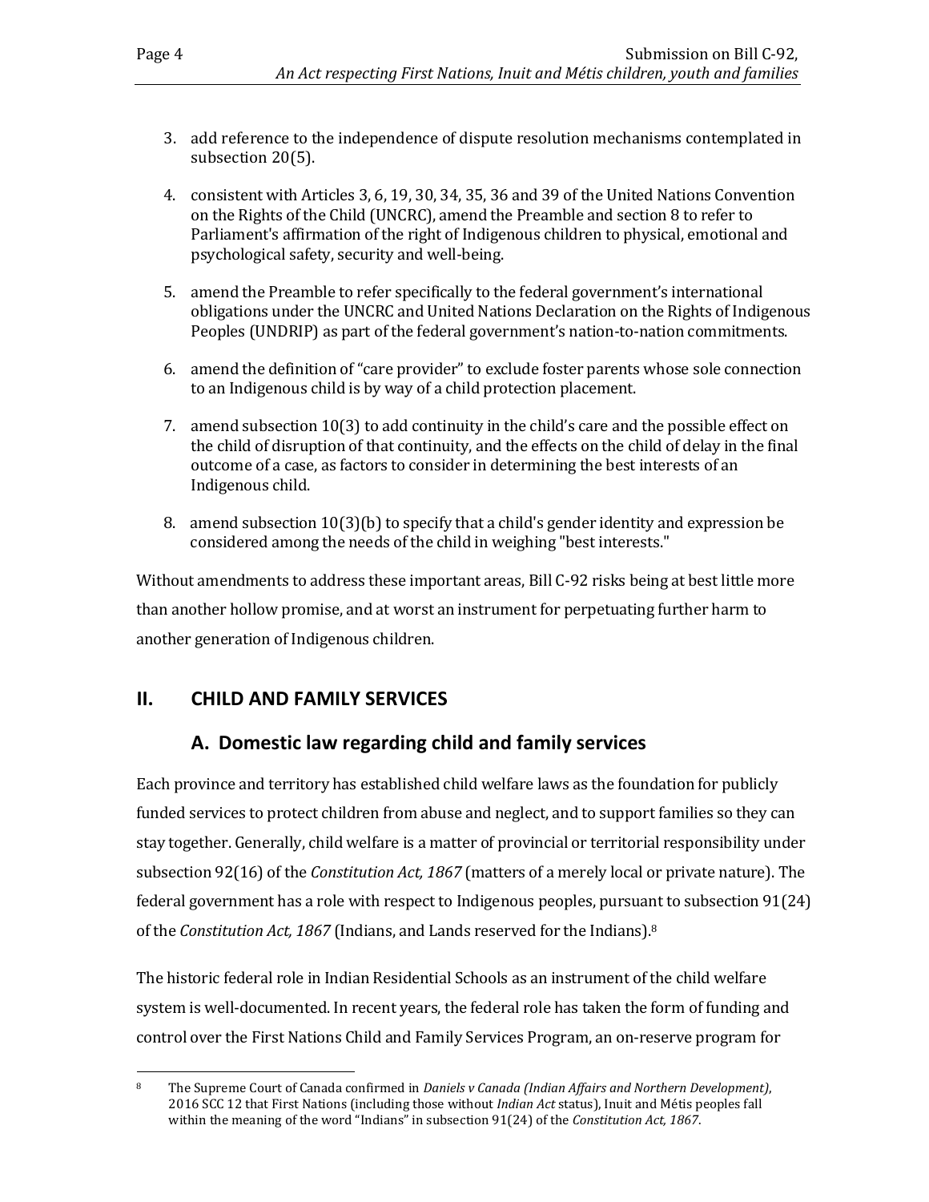3. add reference to the independence of dispute resolution mechanisms contemplated in subsection 20(5).

4. consistent with Articles 3, 6, 19, 30, 34, 35, 36 and 39 of the United Nations Convention on the Rights of the Child (UNCRC), amend the Preamble and section 8 to refer to Parliament's affirmation of the right of Indigenous children to physical, emotional and psychological safety, security and well-being.

5. amend the Preamble to refer specifically to the federal government's international obligations under the UNCRC and United Nations Declaration on the Rights of Indigenous Peoples (UNDRIP) as part of the federal government's nation-to-nation commitments.

6. amend the definition of "care provider" to exclude foster parents whose sole connection to an Indigenous child is by way of a child protection placement.

7. amend subsection 10(3) to add continuity in the child's care and the possible effect on the child of disruption of that continuity, and the effects on the child of delay in the final outcome of a case, as factors to consider in determining the best interests of an Indigenous child.

8. amend subsection 10(3)(b) to specify that a child's gender identity and expression be considered among the needs of the child in weighing "best interests."

Without amendments to address these important areas, Bill C-92 risks being at best little more than another hollow promise, and at worst an instrument for perpetuating further harm to another generation of Indigenous children.

## II. CHILD AND FAMILY SERVICES

### A. Domestic law regarding child and family services

Each province and territory has established child welfare laws as the foundation for publicly funded services to protect children from abuse and neglect, and to support families so they can stay together. Generally, child welfare is a matter of provincial or territorial responsibility under subsection 92(16) of the *Constitution Act, 1867* (matters of a merely local or private nature). The federal government has a role with respect to Indigenous peoples, pursuant to subsection 91(24) of the *Constitution Act, 1867* (Indians, and Lands reserved for the Indians).[8]

The historic federal role in Indian Residential Schools as an instrument of the child welfare system is well-documented. In recent years, the federal role has taken the form of funding and control over the First Nations Child and Family Services Program, an on-reserve program for

[8] The Supreme Court of Canada confirmed in *Daniels v Canada (Indian Affairs and Northern Development)*, 2016 SCC 12 that First Nations (including those without *Indian Act* status), Inuit and Métis peoples fall within the meaning of the word "Indians" in subsection 91(24) of the *Constitution Act, 1867*.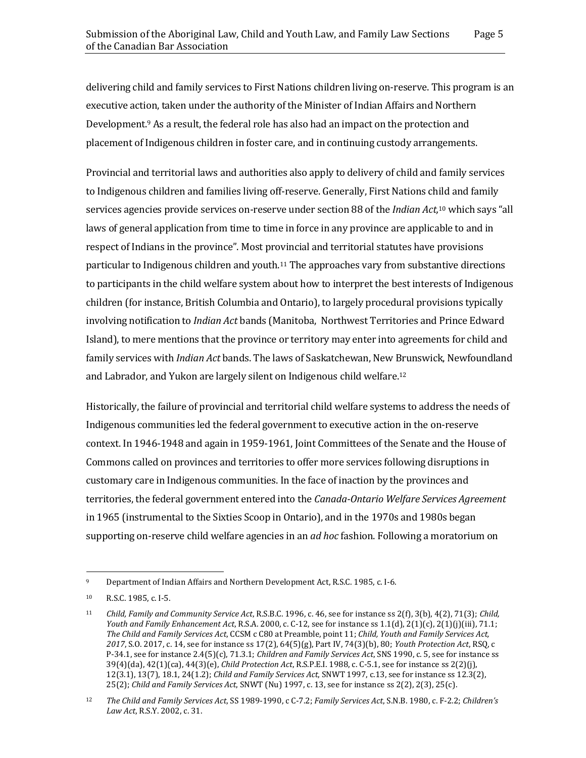delivering child and family services to First Nations children living on-reserve. This program is an executive action, taken under the authority of the Minister of Indian Affairs and Northern Development.[9] As a result, the federal role has also had an impact on the protection and placement of Indigenous children in foster care, and in continuing custody arrangements.

Provincial and territorial laws and authorities also apply to delivery of child and family services to Indigenous children and families living off-reserve. Generally, First Nations child and family services agencies provide services on-reserve under section 88 of the *Indian Act,*[10] which says "all laws of general application from time to time in force in any province are applicable to and in respect of Indians in the province". Most provincial and territorial statutes have provisions particular to Indigenous children and youth.[11] The approaches vary from substantive directions to participants in the child welfare system about how to interpret the best interests of Indigenous children (for instance, British Columbia and Ontario), to largely procedural provisions typically involving notification to *Indian Act* bands (Manitoba, Northwest Territories and Prince Edward Island), to mere mentions that the province or territory may enter into agreements for child and family services with *Indian Act* bands. The laws of Saskatchewan, New Brunswick, Newfoundland and Labrador, and Yukon are largely silent on Indigenous child welfare.[12]

Historically, the failure of provincial and territorial child welfare systems to address the needs of Indigenous communities led the federal government to executive action in the on-reserve context. In 1946-1948 and again in 1959-1961, Joint Committees of the Senate and the House of Commons called on provinces and territories to offer more services following disruptions in customary care in Indigenous communities. In the face of inaction by the provinces and territories, the federal government entered into the *Canada-Ontario Welfare Services Agreement* in 1965 (instrumental to the Sixties Scoop in Ontario), and in the 1970s and 1980s began supporting on-reserve child welfare agencies in an *ad hoc* fashion. Following a moratorium on

---

[9] Department of Indian Affairs and Northern Development Act, R.S.C. 1985, c. I-6.

[10] R.S.C. 1985, c. I-5.

[11] *Child, Family and Community Service Act*, R.S.B.C. 1996, c. 46, see for instance ss 2(f), 3(b), 4(2), 71(3); *Child, Youth and Family Enhancement Act*, R.S.A. 2000, c. C-12, see for instance ss 1.1(d), 2(1)(c), 2(1)(j)(iii), 71.1; *The Child and Family Services Act*, CCSM c C80 at Preamble, point 11; *Child, Youth and Family Services Act, 2017*, S.O. 2017, c. 14, see for instance ss 17(2), 64(5)(g), Part IV, 74(3)(b), 80; *Youth Protection Act*, RSQ, c P-34.1, see for instance 2.4(5)(c), 71.3.1; *Children and Family Services Act*, SNS 1990, c. 5, see for instance ss 39(4)(da), 42(1)(ca), 44(3)(e), *Child Protection Act*, R.S.P.E.I. 1988, c. C-5.1, see for instance ss 2(2)(j), 12(3.1), 13(7), 18.1, 24(1.2); *Child and Family Services Act*, SNWT 1997, c.13, see for instance ss 12.3(2), 25(2); *Child and Family Services Act*, SNWT (Nu) 1997, c. 13, see for instance ss 2(2), 2(3), 25(c).

[12] *The Child and Family Services Act*, SS 1989-1990, c C-7.2; *Family Services Act*, S.N.B. 1980, c. F-2.2; *Children's Law Act*, R.S.Y. 2002, c. 31.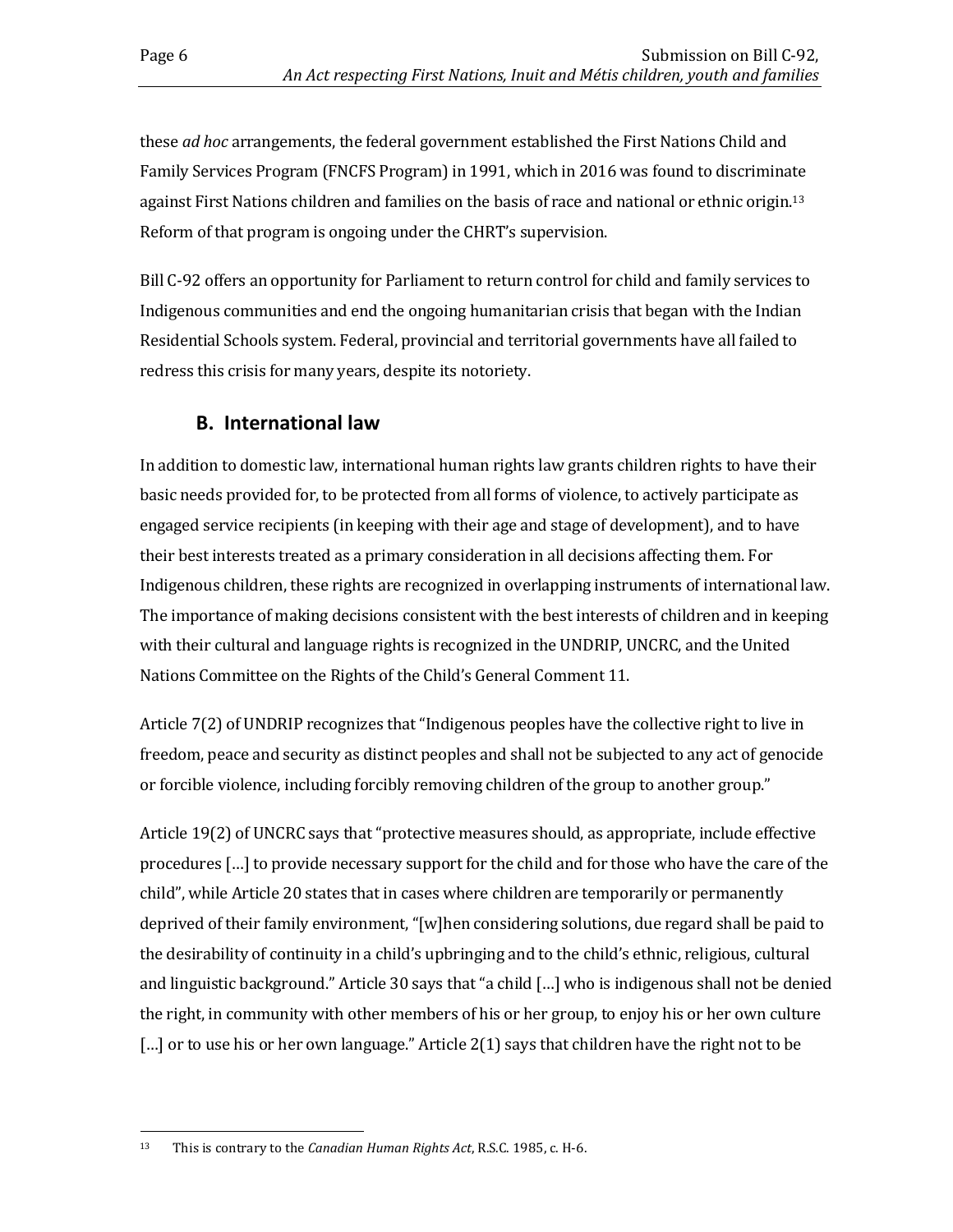these *ad hoc* arrangements, the federal government established the First Nations Child and Family Services Program (FNCFS Program) in 1991, which in 2016 was found to discriminate against First Nations children and families on the basis of race and national or ethnic origin.[13] Reform of that program is ongoing under the CHRT's supervision.

Bill C-92 offers an opportunity for Parliament to return control for child and family services to Indigenous communities and end the ongoing humanitarian crisis that began with the Indian Residential Schools system. Federal, provincial and territorial governments have all failed to redress this crisis for many years, despite its notoriety.

## B. International law

In addition to domestic law, international human rights law grants children rights to have their basic needs provided for, to be protected from all forms of violence, to actively participate as engaged service recipients (in keeping with their age and stage of development), and to have their best interests treated as a primary consideration in all decisions affecting them. For Indigenous children, these rights are recognized in overlapping instruments of international law. The importance of making decisions consistent with the best interests of children and in keeping with their cultural and language rights is recognized in the UNDRIP, UNCRC, and the United Nations Committee on the Rights of the Child's General Comment 11.

Article 7(2) of UNDRIP recognizes that "Indigenous peoples have the collective right to live in freedom, peace and security as distinct peoples and shall not be subjected to any act of genocide or forcible violence, including forcibly removing children of the group to another group."

Article 19(2) of UNCRC says that "protective measures should, as appropriate, include effective procedures […] to provide necessary support for the child and for those who have the care of the child", while Article 20 states that in cases where children are temporarily or permanently deprived of their family environment, "[w]hen considering solutions, due regard shall be paid to the desirability of continuity in a child's upbringing and to the child's ethnic, religious, cultural and linguistic background." Article 30 says that "a child […] who is indigenous shall not be denied the right, in community with other members of his or her group, to enjoy his or her own culture […] or to use his or her own language." Article 2(1) says that children have the right not to be

---

[13] This is contrary to the *Canadian Human Rights Act*, R.S.C. 1985, c. H-6.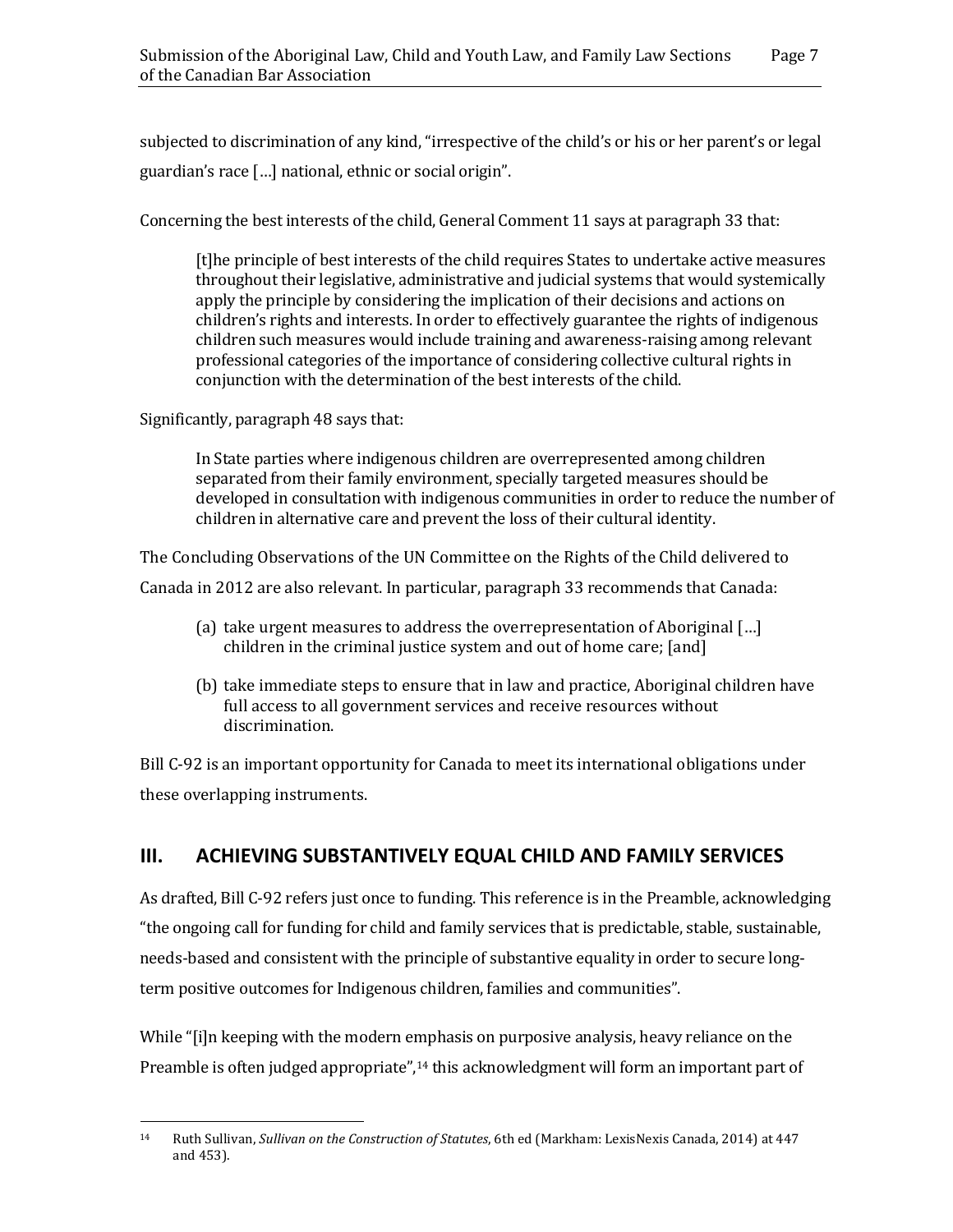subjected to discrimination of any kind, "irrespective of the child's or his or her parent's or legal guardian's race […] national, ethnic or social origin".

Concerning the best interests of the child, General Comment 11 says at paragraph 33 that:

> [t]he principle of best interests of the child requires States to undertake active measures throughout their legislative, administrative and judicial systems that would systemically apply the principle by considering the implication of their decisions and actions on children's rights and interests. In order to effectively guarantee the rights of indigenous children such measures would include training and awareness-raising among relevant professional categories of the importance of considering collective cultural rights in conjunction with the determination of the best interests of the child.

Significantly, paragraph 48 says that:

> In State parties where indigenous children are overrepresented among children separated from their family environment, specially targeted measures should be developed in consultation with indigenous communities in order to reduce the number of children in alternative care and prevent the loss of their cultural identity.

The Concluding Observations of the UN Committee on the Rights of the Child delivered to Canada in 2012 are also relevant. In particular, paragraph 33 recommends that Canada:

> (a) take urgent measures to address the overrepresentation of Aboriginal […] children in the criminal justice system and out of home care; [and]
>
> (b) take immediate steps to ensure that in law and practice, Aboriginal children have full access to all government services and receive resources without discrimination.

Bill C-92 is an important opportunity for Canada to meet its international obligations under these overlapping instruments.

## III. ACHIEVING SUBSTANTIVELY EQUAL CHILD AND FAMILY SERVICES

As drafted, Bill C-92 refers just once to funding. This reference is in the Preamble, acknowledging "the ongoing call for funding for child and family services that is predictable, stable, sustainable, needs-based and consistent with the principle of substantive equality in order to secure long-term positive outcomes for Indigenous children, families and communities".

While "[i]n keeping with the modern emphasis on purposive analysis, heavy reliance on the Preamble is often judged appropriate",[14] this acknowledgment will form an important part of

---

[14] Ruth Sullivan, *Sullivan on the Construction of Statutes*, 6th ed (Markham: LexisNexis Canada, 2014) at 447 and 453).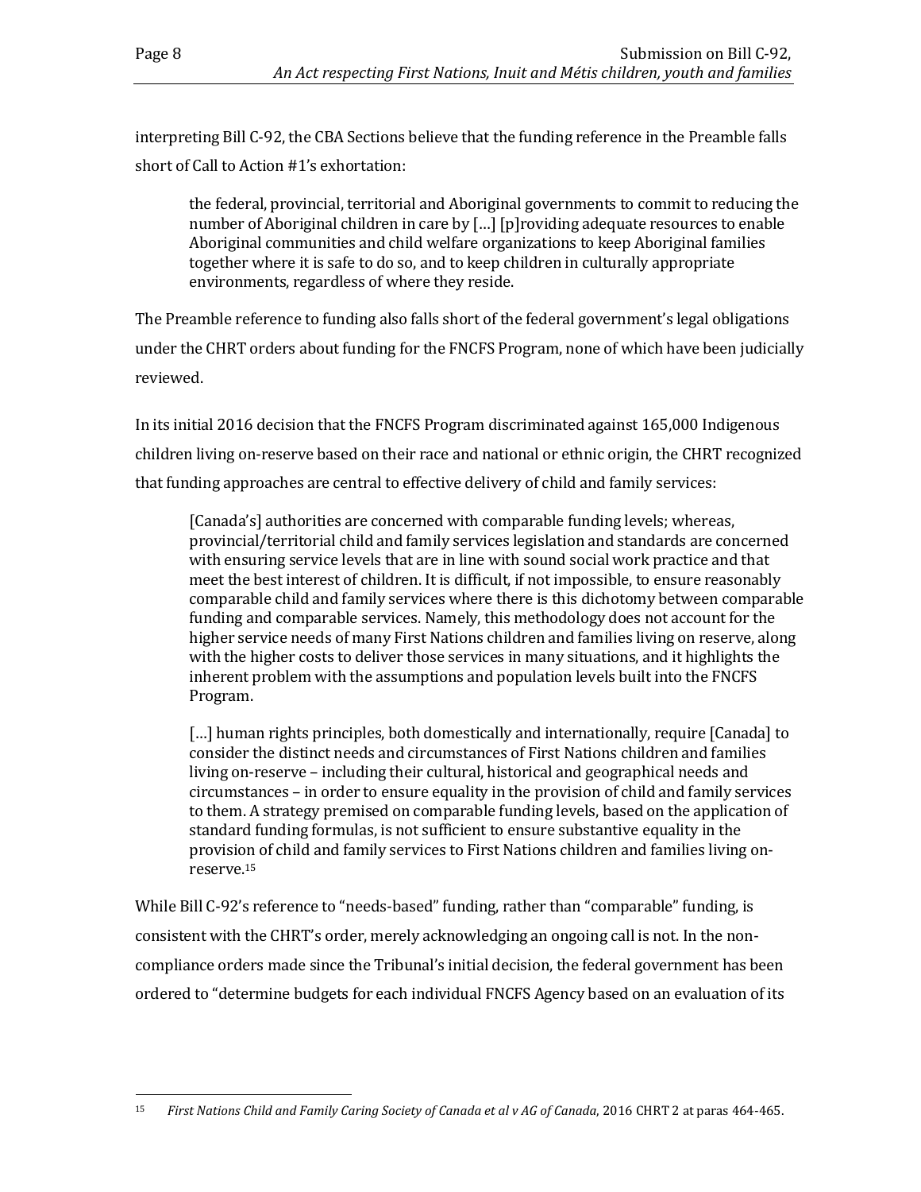interpreting Bill C-92, the CBA Sections believe that the funding reference in the Preamble falls short of Call to Action #1's exhortation:

> the federal, provincial, territorial and Aboriginal governments to commit to reducing the number of Aboriginal children in care by […] [p]roviding adequate resources to enable Aboriginal communities and child welfare organizations to keep Aboriginal families together where it is safe to do so, and to keep children in culturally appropriate environments, regardless of where they reside.

The Preamble reference to funding also falls short of the federal government's legal obligations under the CHRT orders about funding for the FNCFS Program, none of which have been judicially reviewed.

In its initial 2016 decision that the FNCFS Program discriminated against 165,000 Indigenous children living on-reserve based on their race and national or ethnic origin, the CHRT recognized that funding approaches are central to effective delivery of child and family services:

> [Canada's] authorities are concerned with comparable funding levels; whereas, provincial/territorial child and family services legislation and standards are concerned with ensuring service levels that are in line with sound social work practice and that meet the best interest of children. It is difficult, if not impossible, to ensure reasonably comparable child and family services where there is this dichotomy between comparable funding and comparable services. Namely, this methodology does not account for the higher service needs of many First Nations children and families living on reserve, along with the higher costs to deliver those services in many situations, and it highlights the inherent problem with the assumptions and population levels built into the FNCFS Program.
>
> […] human rights principles, both domestically and internationally, require [Canada] to consider the distinct needs and circumstances of First Nations children and families living on-reserve – including their cultural, historical and geographical needs and circumstances – in order to ensure equality in the provision of child and family services to them. A strategy premised on comparable funding levels, based on the application of standard funding formulas, is not sufficient to ensure substantive equality in the provision of child and family services to First Nations children and families living on-reserve.[15]

While Bill C-92's reference to "needs-based" funding, rather than "comparable" funding, is consistent with the CHRT's order, merely acknowledging an ongoing call is not. In the non-compliance orders made since the Tribunal's initial decision, the federal government has been ordered to "determine budgets for each individual FNCFS Agency based on an evaluation of its

---

[15] *First Nations Child and Family Caring Society of Canada et al v AG of Canada*, 2016 CHRT 2 at paras 464-465.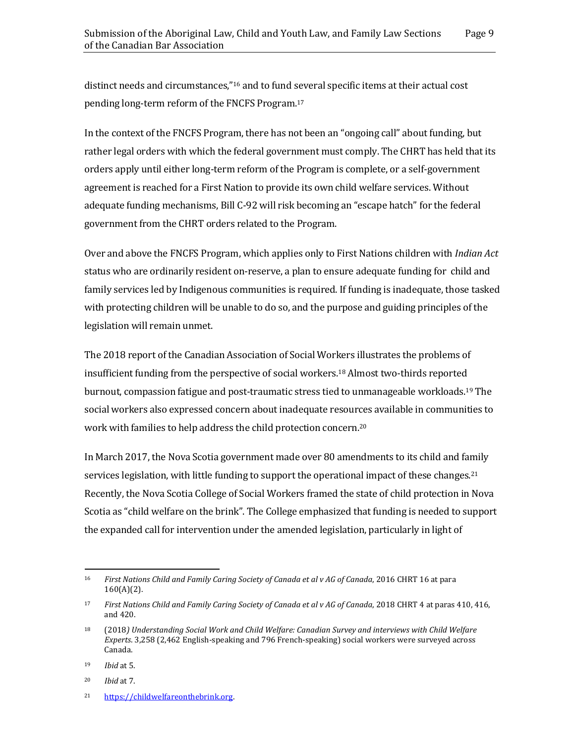distinct needs and circumstances,"[16] and to fund several specific items at their actual cost pending long-term reform of the FNCFS Program.[17]

In the context of the FNCFS Program, there has not been an "ongoing call" about funding, but rather legal orders with which the federal government must comply. The CHRT has held that its orders apply until either long-term reform of the Program is complete, or a self-government agreement is reached for a First Nation to provide its own child welfare services. Without adequate funding mechanisms, Bill C-92 will risk becoming an "escape hatch" for the federal government from the CHRT orders related to the Program.

Over and above the FNCFS Program, which applies only to First Nations children with *Indian Act* status who are ordinarily resident on-reserve, a plan to ensure adequate funding for child and family services led by Indigenous communities is required. If funding is inadequate, those tasked with protecting children will be unable to do so, and the purpose and guiding principles of the legislation will remain unmet.

The 2018 report of the Canadian Association of Social Workers illustrates the problems of insufficient funding from the perspective of social workers.[18] Almost two-thirds reported burnout, compassion fatigue and post-traumatic stress tied to unmanageable workloads.[19] The social workers also expressed concern about inadequate resources available in communities to work with families to help address the child protection concern.[20]

In March 2017, the Nova Scotia government made over 80 amendments to its child and family services legislation, with little funding to support the operational impact of these changes.[21] Recently, the Nova Scotia College of Social Workers framed the state of child protection in Nova Scotia as "child welfare on the brink". The College emphasized that funding is needed to support the expanded call for intervention under the amended legislation, particularly in light of

---

[16] *First Nations Child and Family Caring Society of Canada et al v AG of Canada*, 2016 CHRT 16 at para 160(A)(2).

[17] *First Nations Child and Family Caring Society of Canada et al v AG of Canada*, 2018 CHRT 4 at paras 410, 416, and 420.

[18] (2018*) Understanding Social Work and Child Welfare: Canadian Survey and interviews with Child Welfare Experts*. 3,258 (2,462 English-speaking and 796 French-speaking) social workers were surveyed across Canada.

[19] *Ibid* at 5.

[20] *Ibid* at 7.

[21] https://childwelfareonthebrink.org.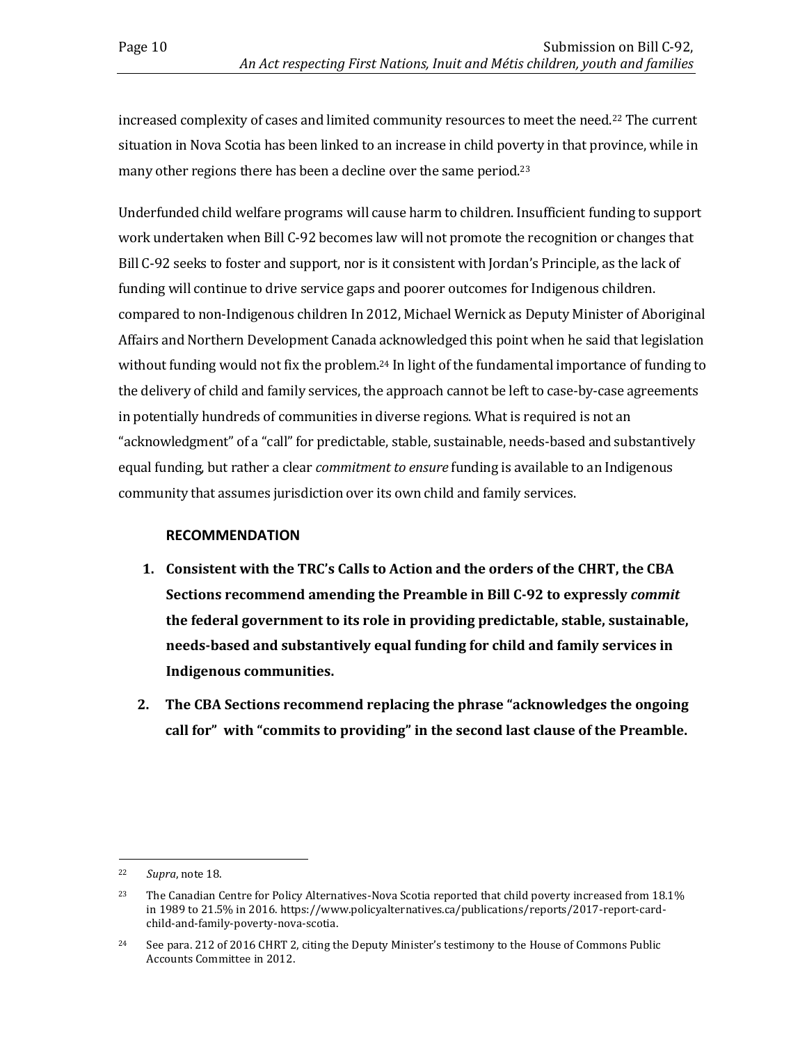increased complexity of cases and limited community resources to meet the need.[22] The current situation in Nova Scotia has been linked to an increase in child poverty in that province, while in many other regions there has been a decline over the same period.[23]

Underfunded child welfare programs will cause harm to children. Insufficient funding to support work undertaken when Bill C-92 becomes law will not promote the recognition or changes that Bill C-92 seeks to foster and support, nor is it consistent with Jordan's Principle, as the lack of funding will continue to drive service gaps and poorer outcomes for Indigenous children. compared to non-Indigenous children In 2012, Michael Wernick as Deputy Minister of Aboriginal Affairs and Northern Development Canada acknowledged this point when he said that legislation without funding would not fix the problem.[24] In light of the fundamental importance of funding to the delivery of child and family services, the approach cannot be left to case-by-case agreements in potentially hundreds of communities in diverse regions. What is required is not an "acknowledgment" of a "call" for predictable, stable, sustainable, needs-based and substantively equal funding, but rather a clear *commitment to ensure* funding is available to an Indigenous community that assumes jurisdiction over its own child and family services.

**RECOMMENDATION**

1. **Consistent with the TRC's Calls to Action and the orders of the CHRT, the CBA Sections recommend amending the Preamble in Bill C-92 to expressly *commit* the federal government to its role in providing predictable, stable, sustainable, needs-based and substantively equal funding for child and family services in Indigenous communities.**
2. **The CBA Sections recommend replacing the phrase "acknowledges the ongoing call for" with "commits to providing" in the second last clause of the Preamble.**

---

22 *Supra*, note 18.

23 The Canadian Centre for Policy Alternatives-Nova Scotia reported that child poverty increased from 18.1% in 1989 to 21.5% in 2016. https://www.policyalternatives.ca/publications/reports/2017-report-card-child-and-family-poverty-nova-scotia.

24 See para. 212 of 2016 CHRT 2, citing the Deputy Minister's testimony to the House of Commons Public Accounts Committee in 2012.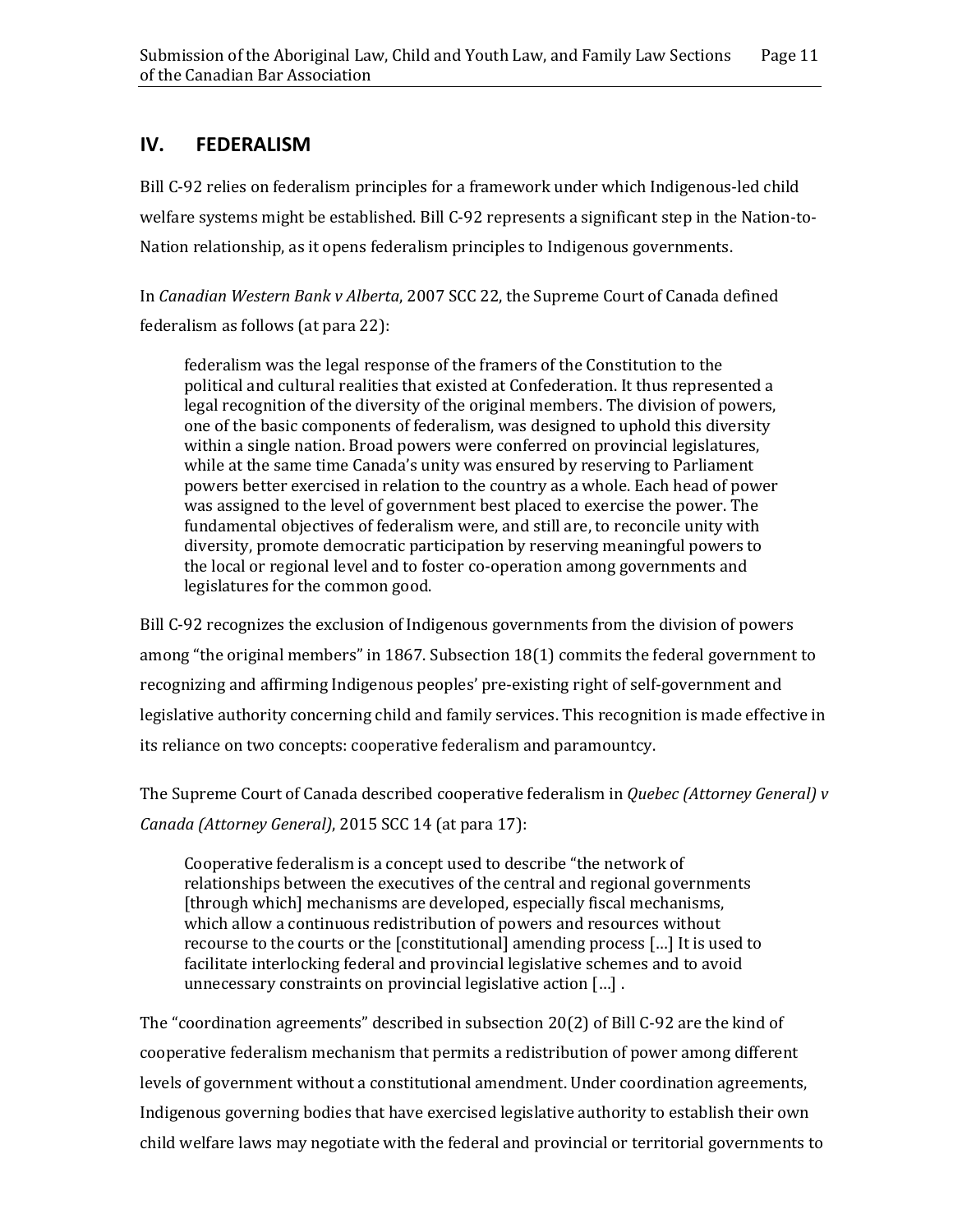## IV. FEDERALISM

Bill C-92 relies on federalism principles for a framework under which Indigenous-led child welfare systems might be established. Bill C-92 represents a significant step in the Nation-to-Nation relationship, as it opens federalism principles to Indigenous governments.

In *Canadian Western Bank v Alberta*, 2007 SCC 22, the Supreme Court of Canada defined federalism as follows (at para 22):

> federalism was the legal response of the framers of the Constitution to the political and cultural realities that existed at Confederation. It thus represented a legal recognition of the diversity of the original members. The division of powers, one of the basic components of federalism, was designed to uphold this diversity within a single nation. Broad powers were conferred on provincial legislatures, while at the same time Canada's unity was ensured by reserving to Parliament powers better exercised in relation to the country as a whole. Each head of power was assigned to the level of government best placed to exercise the power. The fundamental objectives of federalism were, and still are, to reconcile unity with diversity, promote democratic participation by reserving meaningful powers to the local or regional level and to foster co-operation among governments and legislatures for the common good.

Bill C-92 recognizes the exclusion of Indigenous governments from the division of powers among "the original members" in 1867. Subsection 18(1) commits the federal government to recognizing and affirming Indigenous peoples' pre-existing right of self-government and legislative authority concerning child and family services. This recognition is made effective in its reliance on two concepts: cooperative federalism and paramountcy.

The Supreme Court of Canada described cooperative federalism in *Quebec (Attorney General) v Canada (Attorney General)*, 2015 SCC 14 (at para 17):

> Cooperative federalism is a concept used to describe "the network of relationships between the executives of the central and regional governments [through which] mechanisms are developed, especially fiscal mechanisms, which allow a continuous redistribution of powers and resources without recourse to the courts or the [constitutional] amending process […] It is used to facilitate interlocking federal and provincial legislative schemes and to avoid unnecessary constraints on provincial legislative action […] .

The "coordination agreements" described in subsection 20(2) of Bill C-92 are the kind of cooperative federalism mechanism that permits a redistribution of power among different levels of government without a constitutional amendment. Under coordination agreements, Indigenous governing bodies that have exercised legislative authority to establish their own child welfare laws may negotiate with the federal and provincial or territorial governments to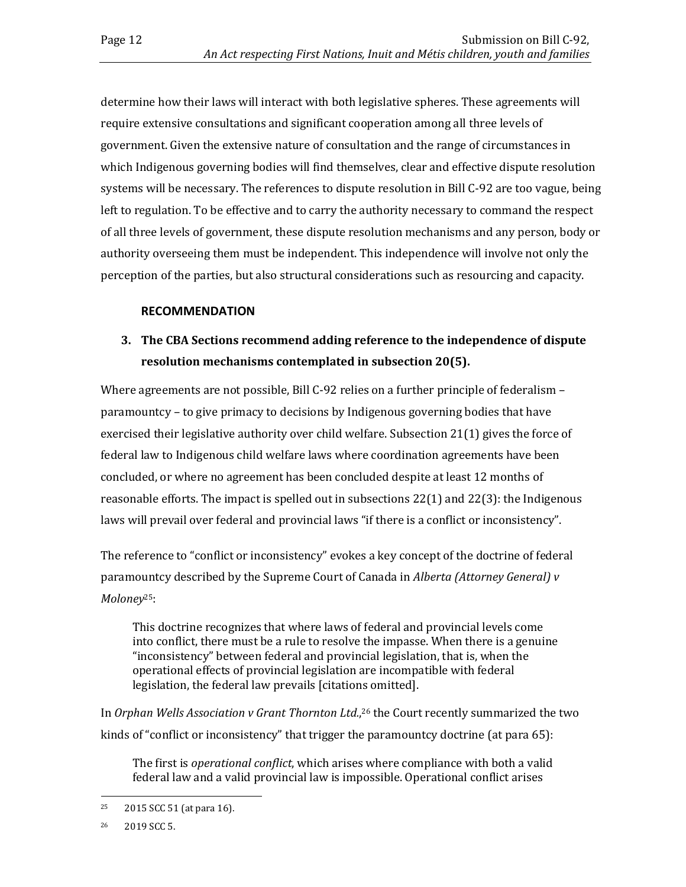determine how their laws will interact with both legislative spheres. These agreements will require extensive consultations and significant cooperation among all three levels of government. Given the extensive nature of consultation and the range of circumstances in which Indigenous governing bodies will find themselves, clear and effective dispute resolution systems will be necessary. The references to dispute resolution in Bill C-92 are too vague, being left to regulation. To be effective and to carry the authority necessary to command the respect of all three levels of government, these dispute resolution mechanisms and any person, body or authority overseeing them must be independent. This independence will involve not only the perception of the parties, but also structural considerations such as resourcing and capacity.

**RECOMMENDATION**

3. **The CBA Sections recommend adding reference to the independence of dispute resolution mechanisms contemplated in subsection 20(5).**

Where agreements are not possible, Bill C-92 relies on a further principle of federalism – paramountcy – to give primacy to decisions by Indigenous governing bodies that have exercised their legislative authority over child welfare. Subsection 21(1) gives the force of federal law to Indigenous child welfare laws where coordination agreements have been concluded, or where no agreement has been concluded despite at least 12 months of reasonable efforts. The impact is spelled out in subsections 22(1) and 22(3): the Indigenous laws will prevail over federal and provincial laws "if there is a conflict or inconsistency".

The reference to "conflict or inconsistency" evokes a key concept of the doctrine of federal paramountcy described by the Supreme Court of Canada in *Alberta (Attorney General) v Moloney*[25]:

> This doctrine recognizes that where laws of federal and provincial levels come into conflict, there must be a rule to resolve the impasse. When there is a genuine "inconsistency" between federal and provincial legislation, that is, when the operational effects of provincial legislation are incompatible with federal legislation, the federal law prevails [citations omitted].

In *Orphan Wells Association v Grant Thornton Ltd.*,[26] the Court recently summarized the two kinds of "conflict or inconsistency" that trigger the paramountcy doctrine (at para 65):

> The first is *operational conflict*, which arises where compliance with both a valid federal law and a valid provincial law is impossible. Operational conflict arises

---

[25] 2015 SCC 51 (at para 16).

[26] 2019 SCC 5.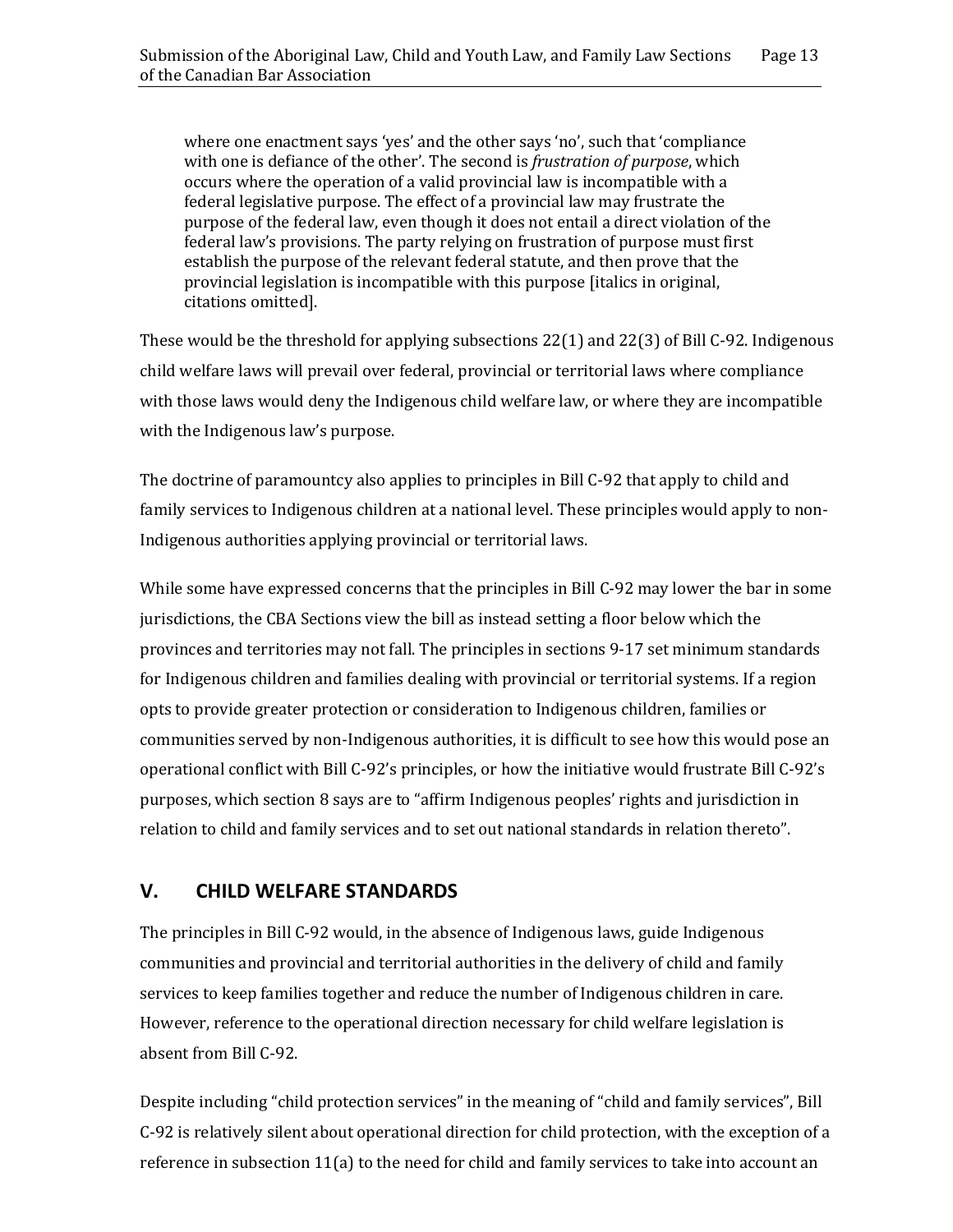> where one enactment says 'yes' and the other says 'no', such that 'compliance with one is defiance of the other'. The second is *frustration of purpose*, which occurs where the operation of a valid provincial law is incompatible with a federal legislative purpose. The effect of a provincial law may frustrate the purpose of the federal law, even though it does not entail a direct violation of the federal law's provisions. The party relying on frustration of purpose must first establish the purpose of the relevant federal statute, and then prove that the provincial legislation is incompatible with this purpose [italics in original, citations omitted].

These would be the threshold for applying subsections 22(1) and 22(3) of Bill C-92. Indigenous child welfare laws will prevail over federal, provincial or territorial laws where compliance with those laws would deny the Indigenous child welfare law, or where they are incompatible with the Indigenous law's purpose.

The doctrine of paramountcy also applies to principles in Bill C-92 that apply to child and family services to Indigenous children at a national level. These principles would apply to non-Indigenous authorities applying provincial or territorial laws.

While some have expressed concerns that the principles in Bill C-92 may lower the bar in some jurisdictions, the CBA Sections view the bill as instead setting a floor below which the provinces and territories may not fall. The principles in sections 9-17 set minimum standards for Indigenous children and families dealing with provincial or territorial systems. If a region opts to provide greater protection or consideration to Indigenous children, families or communities served by non-Indigenous authorities, it is difficult to see how this would pose an operational conflict with Bill C-92's principles, or how the initiative would frustrate Bill C-92's purposes, which section 8 says are to "affirm Indigenous peoples' rights and jurisdiction in relation to child and family services and to set out national standards in relation thereto".

## V. CHILD WELFARE STANDARDS

The principles in Bill C-92 would, in the absence of Indigenous laws, guide Indigenous communities and provincial and territorial authorities in the delivery of child and family services to keep families together and reduce the number of Indigenous children in care. However, reference to the operational direction necessary for child welfare legislation is absent from Bill C-92.

Despite including "child protection services" in the meaning of "child and family services", Bill C-92 is relatively silent about operational direction for child protection, with the exception of a reference in subsection 11(a) to the need for child and family services to take into account an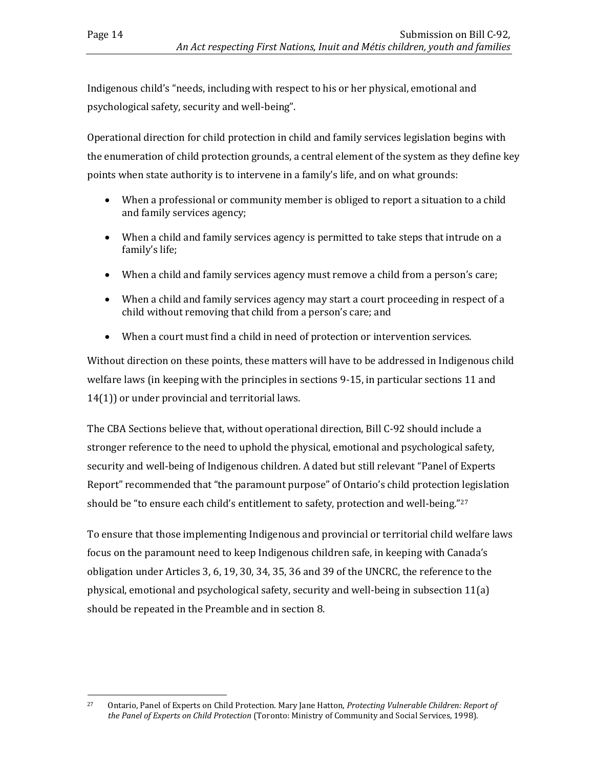Indigenous child's "needs, including with respect to his or her physical, emotional and psychological safety, security and well-being".

Operational direction for child protection in child and family services legislation begins with the enumeration of child protection grounds, a central element of the system as they define key points when state authority is to intervene in a family's life, and on what grounds:

- When a professional or community member is obliged to report a situation to a child and family services agency;
- When a child and family services agency is permitted to take steps that intrude on a family's life;
- When a child and family services agency must remove a child from a person's care;
- When a child and family services agency may start a court proceeding in respect of a child without removing that child from a person's care; and
- When a court must find a child in need of protection or intervention services.

Without direction on these points, these matters will have to be addressed in Indigenous child welfare laws (in keeping with the principles in sections 9-15, in particular sections 11 and 14(1)) or under provincial and territorial laws.

The CBA Sections believe that, without operational direction, Bill C-92 should include a stronger reference to the need to uphold the physical, emotional and psychological safety, security and well-being of Indigenous children. A dated but still relevant "Panel of Experts Report" recommended that "the paramount purpose" of Ontario's child protection legislation should be "to ensure each child's entitlement to safety, protection and well-being."[27]

To ensure that those implementing Indigenous and provincial or territorial child welfare laws focus on the paramount need to keep Indigenous children safe, in keeping with Canada's obligation under Articles 3, 6, 19, 30, 34, 35, 36 and 39 of the UNCRC, the reference to the physical, emotional and psychological safety, security and well-being in subsection 11(a) should be repeated in the Preamble and in section 8.

---

[27] Ontario, Panel of Experts on Child Protection. Mary Jane Hatton, *Protecting Vulnerable Children: Report of the Panel of Experts on Child Protection* (Toronto: Ministry of Community and Social Services, 1998).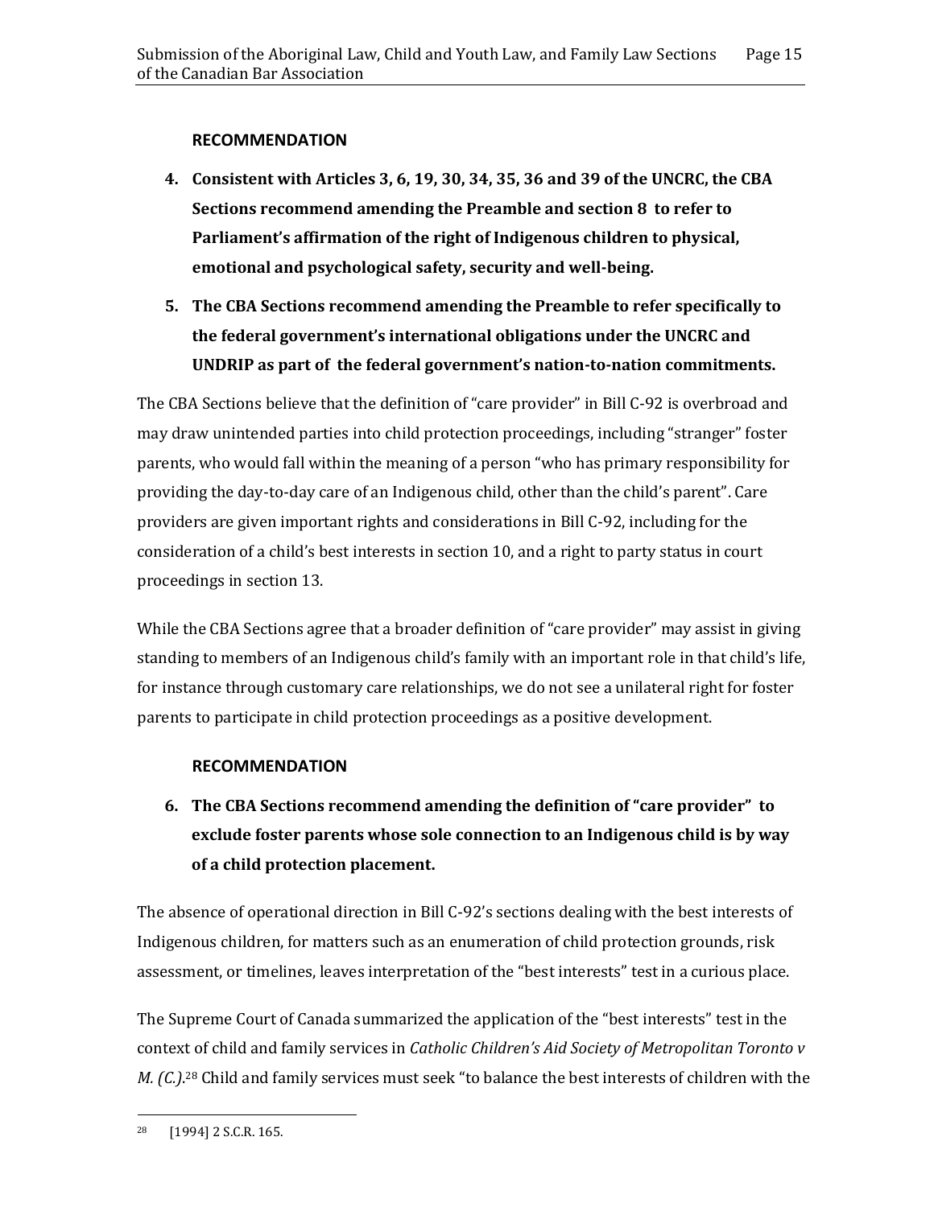### RECOMMENDATION

4. **Consistent with Articles 3, 6, 19, 30, 34, 35, 36 and 39 of the UNCRC, the CBA Sections recommend amending the Preamble and section 8 to refer to Parliament's affirmation of the right of Indigenous children to physical, emotional and psychological safety, security and well-being.**

5. **The CBA Sections recommend amending the Preamble to refer specifically to the federal government's international obligations under the UNCRC and UNDRIP as part of the federal government's nation-to-nation commitments.**

The CBA Sections believe that the definition of "care provider" in Bill C-92 is overbroad and may draw unintended parties into child protection proceedings, including "stranger" foster parents, who would fall within the meaning of a person "who has primary responsibility for providing the day-to-day care of an Indigenous child, other than the child's parent". Care providers are given important rights and considerations in Bill C-92, including for the consideration of a child's best interests in section 10, and a right to party status in court proceedings in section 13.

While the CBA Sections agree that a broader definition of "care provider" may assist in giving standing to members of an Indigenous child's family with an important role in that child's life, for instance through customary care relationships, we do not see a unilateral right for foster parents to participate in child protection proceedings as a positive development.

### RECOMMENDATION

6. **The CBA Sections recommend amending the definition of "care provider" to exclude foster parents whose sole connection to an Indigenous child is by way of a child protection placement.**

The absence of operational direction in Bill C-92's sections dealing with the best interests of Indigenous children, for matters such as an enumeration of child protection grounds, risk assessment, or timelines, leaves interpretation of the "best interests" test in a curious place.

The Supreme Court of Canada summarized the application of the "best interests" test in the context of child and family services in *Catholic Children's Aid Society of Metropolitan Toronto v M. (C.)*.[28] Child and family services must seek "to balance the best interests of children with the

[28] [1994] 2 S.C.R. 165.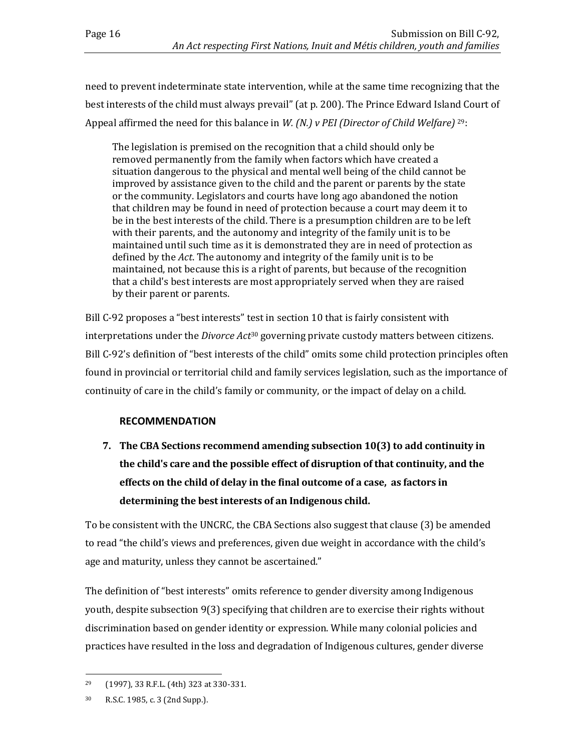need to prevent indeterminate state intervention, while at the same time recognizing that the best interests of the child must always prevail" (at p. 200). The Prince Edward Island Court of Appeal affirmed the need for this balance in *W. (N.) v PEI (Director of Child Welfare)* [29]:

> The legislation is premised on the recognition that a child should only be removed permanently from the family when factors which have created a situation dangerous to the physical and mental well being of the child cannot be improved by assistance given to the child and the parent or parents by the state or the community. Legislators and courts have long ago abandoned the notion that children may be found in need of protection because a court may deem it to be in the best interests of the child. There is a presumption children are to be left with their parents, and the autonomy and integrity of the family unit is to be maintained until such time as it is demonstrated they are in need of protection as defined by the *Act*. The autonomy and integrity of the family unit is to be maintained, not because this is a right of parents, but because of the recognition that a child's best interests are most appropriately served when they are raised by their parent or parents.

Bill C-92 proposes a "best interests" test in section 10 that is fairly consistent with interpretations under the *Divorce Act*[30] governing private custody matters between citizens. Bill C-92's definition of "best interests of the child" omits some child protection principles often found in provincial or territorial child and family services legislation, such as the importance of continuity of care in the child's family or community, or the impact of delay on a child.

### RECOMMENDATION

**7. The CBA Sections recommend amending subsection 10(3) to add continuity in the child's care and the possible effect of disruption of that continuity, and the effects on the child of delay in the final outcome of a case, as factors in determining the best interests of an Indigenous child.**

To be consistent with the UNCRC, the CBA Sections also suggest that clause (3) be amended to read "the child's views and preferences, given due weight in accordance with the child's age and maturity, unless they cannot be ascertained."

The definition of "best interests" omits reference to gender diversity among Indigenous youth, despite subsection 9(3) specifying that children are to exercise their rights without discrimination based on gender identity or expression. While many colonial policies and practices have resulted in the loss and degradation of Indigenous cultures, gender diverse

---

[29] (1997), 33 R.F.L. (4th) 323 at 330-331.

[30] R.S.C. 1985, c. 3 (2nd Supp.).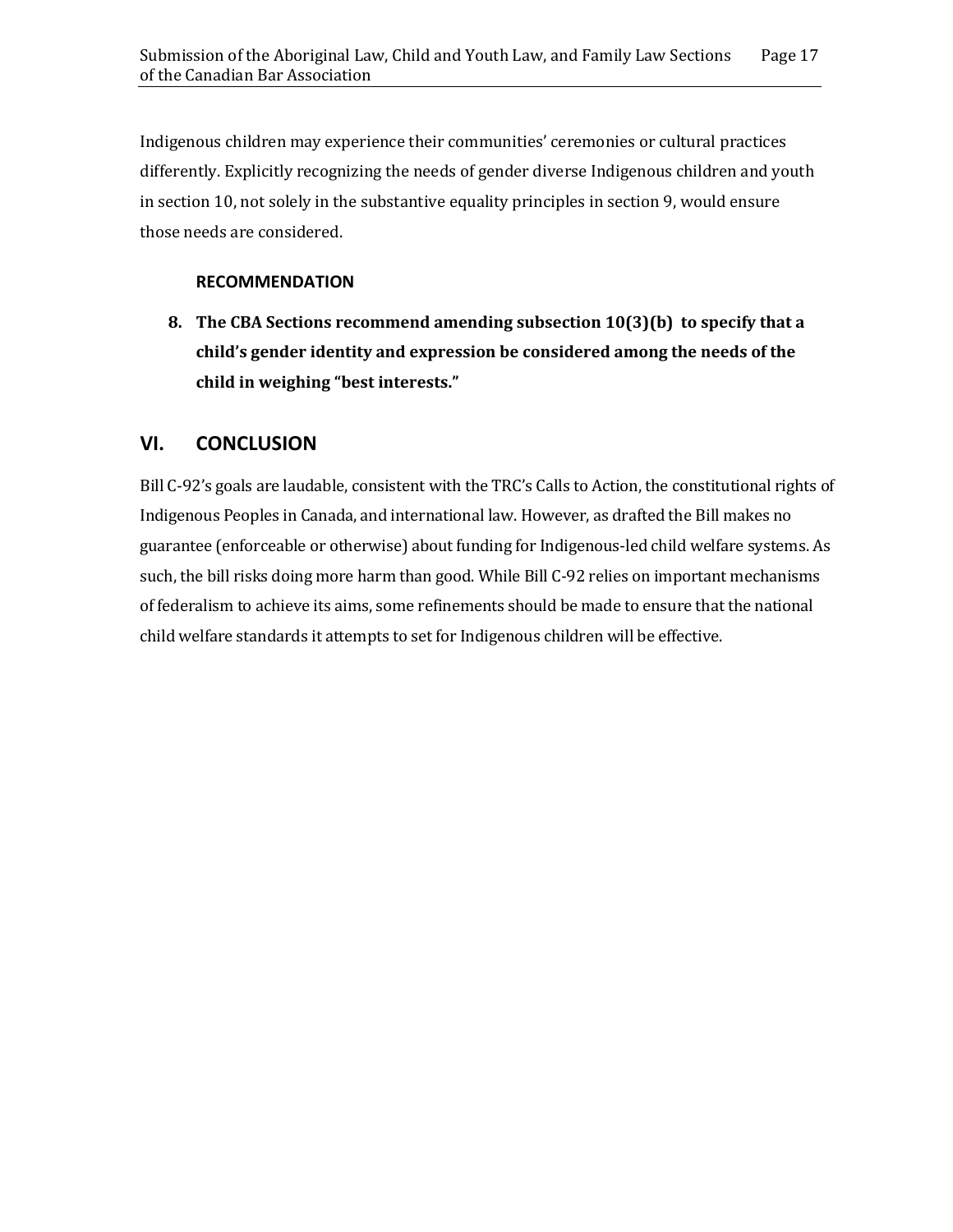Indigenous children may experience their communities' ceremonies or cultural practices differently. Explicitly recognizing the needs of gender diverse Indigenous children and youth in section 10, not solely in the substantive equality principles in section 9, would ensure those needs are considered.

**RECOMMENDATION**

8. **The CBA Sections recommend amending subsection 10(3)(b) to specify that a child's gender identity and expression be considered among the needs of the child in weighing "best interests."**

## VI. CONCLUSION

Bill C-92's goals are laudable, consistent with the TRC's Calls to Action, the constitutional rights of Indigenous Peoples in Canada, and international law. However, as drafted the Bill makes no guarantee (enforceable or otherwise) about funding for Indigenous-led child welfare systems. As such, the bill risks doing more harm than good. While Bill C-92 relies on important mechanisms of federalism to achieve its aims, some refinements should be made to ensure that the national child welfare standards it attempts to set for Indigenous children will be effective.